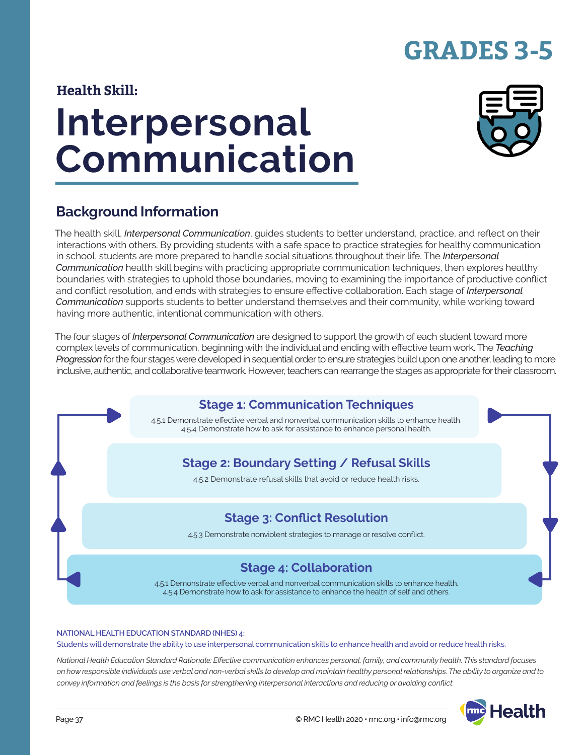# GRADES 3-5

**Health Skill:**

# Interpersonal Communication

## Background Information

The health skill, *Interpersonal Communication*, guides students to better understand, practice, and reflect on their interactions with others. By providing students with a safe space to practice strategies for healthy communication in school, students are more prepared to handle social situations throughout their life. The *Interpersonal Communication* health skill begins with practicing appropriate communication techniques, then explores healthy boundaries with strategies to uphold those boundaries, moving to examining the importance of productive conflict and conflict resolution, and ends with strategies to ensure effective collaboration. Each stage of *Interpersonal Communication* supports students to better understand themselves and their community, while working toward having more authentic, intentional communication with others.

The four stages of *Interpersonal Communication* are designed to support the growth of each student toward more complex levels of communication, beginning with the individual and ending with effective team work. The *Teaching Progression* for the four stages were developed in sequential order to ensure strategies build upon one another, leading to more inclusive, authentic, and collaborative teamwork. However, teachers can rearrange the stages as appropriate for their classroom.

### Stage 1: Communication Techniques

4.5.1 Demonstrate effective verbal and nonverbal communication skills to enhance health.
4.5.4 Demonstrate how to ask for assistance to enhance personal health.

### Stage 2: Boundary Setting / Refusal Skills

4.5.2 Demonstrate refusal skills that avoid or reduce health risks.

### Stage 3: Conflict Resolution

4.5.3 Demonstrate nonviolent strategies to manage or resolve conflict.

### Stage 4: Collaboration

4.5.1 Demonstrate effective verbal and nonverbal communication skills to enhance health.
4.5.4 Demonstrate how to ask for assistance to enhance the health of self and others.

**NATIONAL HEALTH EDUCATION STANDARD (NHES) 4:**
Students will demonstrate the ability to use interpersonal communication skills to enhance health and avoid or reduce health risks.

*National Health Education Standard Rationale: Effective communication enhances personal, family, and community health. This standard focuses on how responsible individuals use verbal and non-verbal skills to develop and maintain healthy personal relationships. The ability to organize and to convey information and feelings is the basis for strengthening interpersonal interactions and reducing or avoiding conflict.*

© RMC Health 2020 • rmc.org • info@rmc.org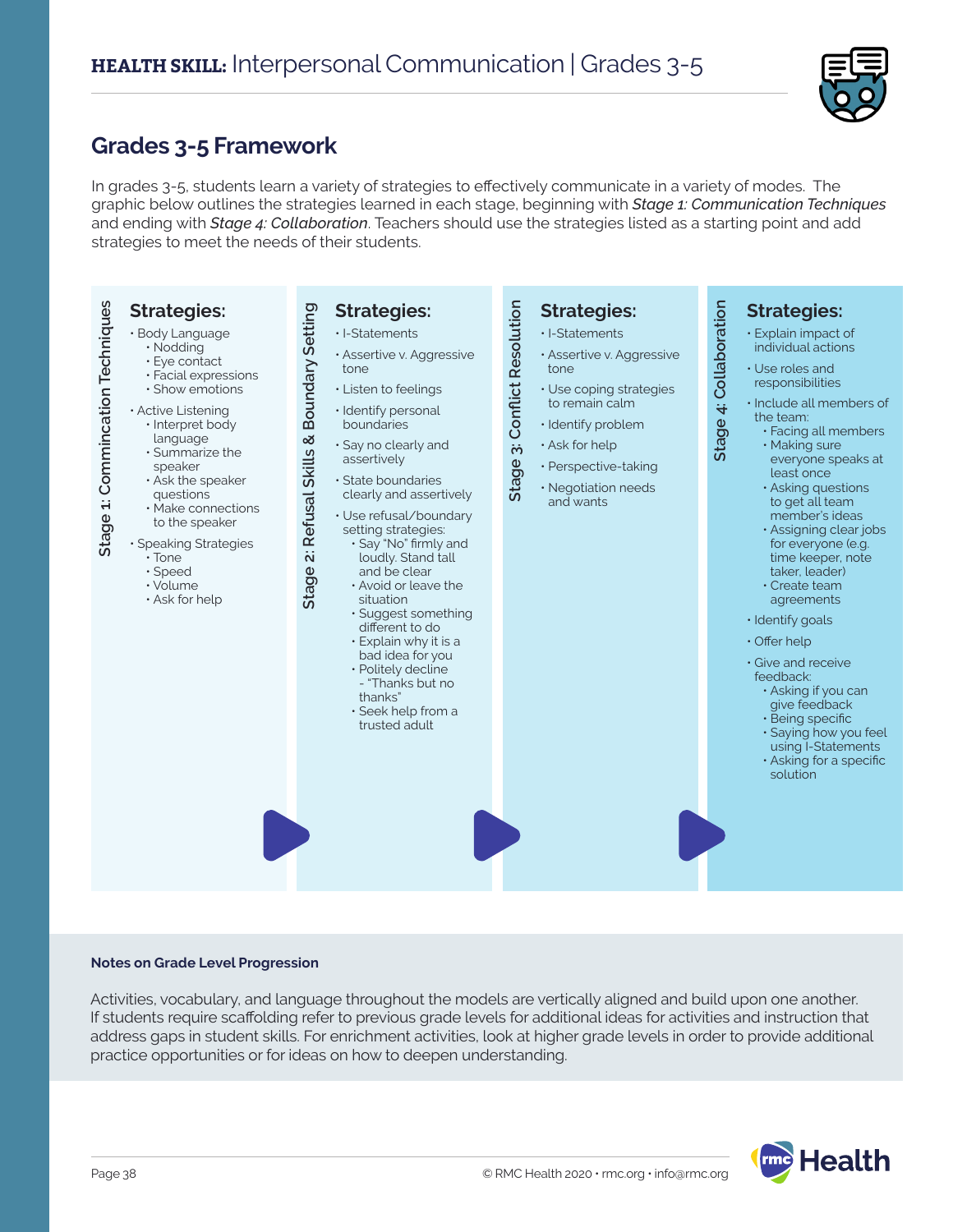# HEALTH SKILL: Interpersonal Communication | Grades 3-5

## Grades 3-5 Framework

In grades 3-5, students learn a variety of strategies to effectively communicate in a variety of modes. The graphic below outlines the strategies learned in each stage, beginning with ***Stage 1: Communication Techniques*** and ending with ***Stage 4: Collaboration***. Teachers should use the strategies listed as a starting point and add strategies to meet the needs of their students.

### Stage 1: Commincation Techniques

**Strategies:**

- Body Language
  - Nodding
  - Eye contact
  - Facial expressions
  - Show emotions
- Active Listening
  - Interpret body language
  - Summarize the speaker
  - Ask the speaker questions
  - Make connections to the speaker
- Speaking Strategies
  - Tone
  - Speed
  - Volume
  - Ask for help

### Stage 2: Refusal Skills & Boundary Setting

**Strategies:**

- I-Statements
- Assertive v. Aggressive tone
- Listen to feelings
- Identify personal boundaries
- Say no clearly and assertively
- State boundaries clearly and assertively
- Use refusal/boundary setting strategies:
  - Say "No" firmly and loudly. Stand tall and be clear
  - Avoid or leave the situation
  - Suggest something different to do
  - Explain why it is a bad idea for you
  - Politely decline - "Thanks but no thanks"
  - Seek help from a trusted adult

### Stage 3: Conflict Resolution

**Strategies:**

- I-Statements
- Assertive v. Aggressive tone
- Use coping strategies to remain calm
- Identify problem
- Ask for help
- Perspective-taking
- Negotiation needs and wants

### Stage 4: Collaboration

**Strategies:**

- Explain impact of individual actions
- Use roles and responsibilities
- Include all members of the team:
  - Facing all members
  - Making sure everyone speaks at least once
  - Asking questions to get all team member's ideas
  - Assigning clear jobs for everyone (e.g. time keeper, note taker, leader)
  - Create team agreements
- Identify goals
- Offer help
- Give and receive feedback:
  - Asking if you can give feedback
  - Being specific
  - Saying how you feel using I-Statements
  - Asking for a specific solution

**Notes on Grade Level Progression**

Activities, vocabulary, and language throughout the models are vertically aligned and build upon one another. If students require scaffolding refer to previous grade levels for additional ideas for activities and instruction that address gaps in student skills. For enrichment activities, look at higher grade levels in order to provide additional practice opportunities or for ideas on how to deepen understanding.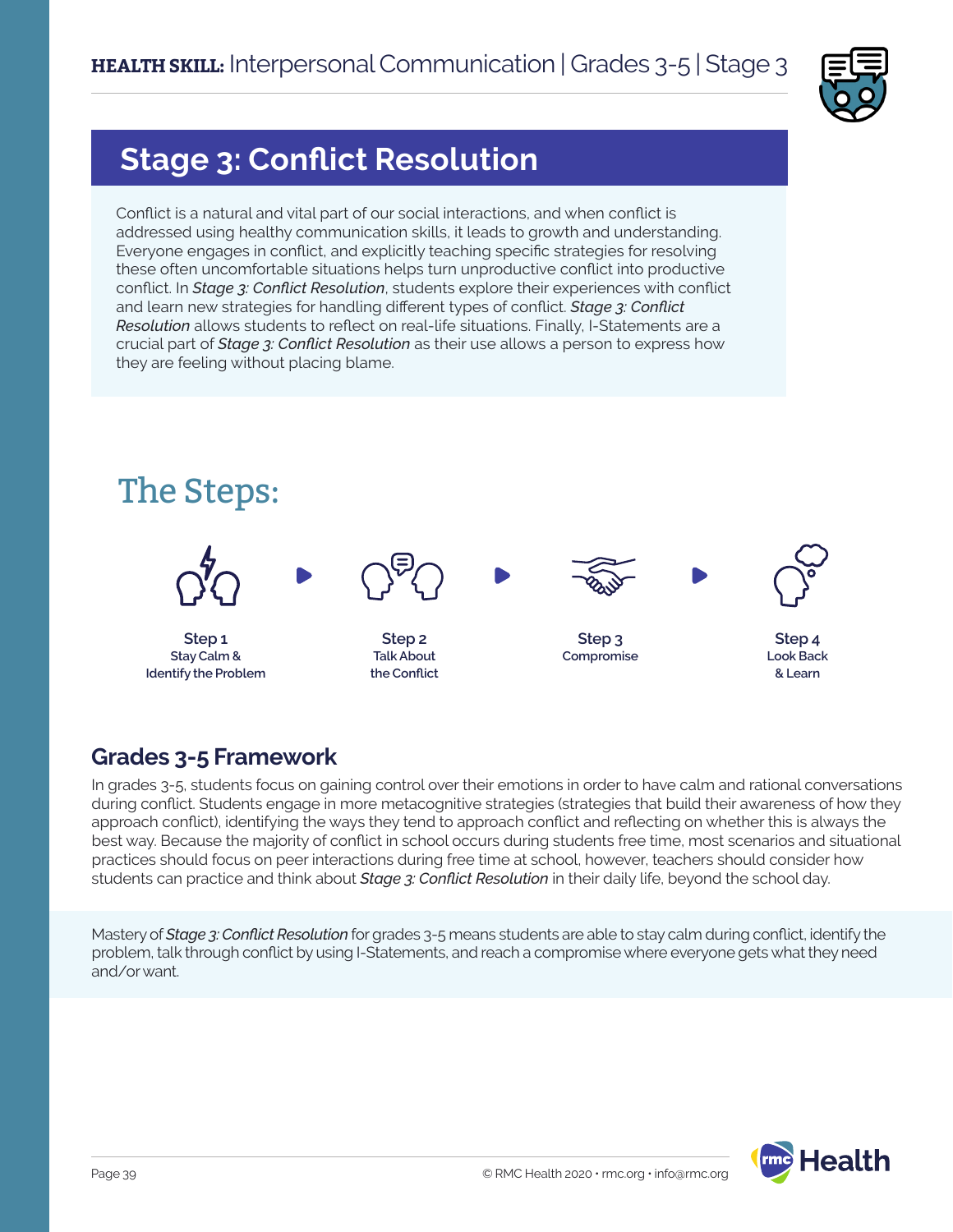**HEALTH SKILL:** Interpersonal Communication | Grades 3-5 | Stage 3

# Stage 3: Conflict Resolution

Conflict is a natural and vital part of our social interactions, and when conflict is addressed using healthy communication skills, it leads to growth and understanding. Everyone engages in conflict, and explicitly teaching specific strategies for resolving these often uncomfortable situations helps turn unproductive conflict into productive conflict. In *Stage 3: Conflict Resolution*, students explore their experiences with conflict and learn new strategies for handling different types of conflict. *Stage 3: Conflict Resolution* allows students to reflect on real-life situations. Finally, I-Statements are a crucial part of *Stage 3: Conflict Resolution* as their use allows a person to express how they are feeling without placing blame.

## The Steps:

**Step 1**
Stay Calm & Identify the Problem

**Step 2**
Talk About the Conflict

**Step 3**
Compromise

**Step 4**
Look Back & Learn

## Grades 3-5 Framework

In grades 3-5, students focus on gaining control over their emotions in order to have calm and rational conversations during conflict. Students engage in more metacognitive strategies (strategies that build their awareness of how they approach conflict), identifying the ways they tend to approach conflict and reflecting on whether this is always the best way. Because the majority of conflict in school occurs during students free time, most scenarios and situational practices should focus on peer interactions during free time at school, however, teachers should consider how students can practice and think about *Stage 3: Conflict Resolution* in their daily life, beyond the school day.

Mastery of *Stage 3: Conflict Resolution* for grades 3-5 means students are able to stay calm during conflict, identify the problem, talk through conflict by using I-Statements, and reach a compromise where everyone gets what they need and/or want.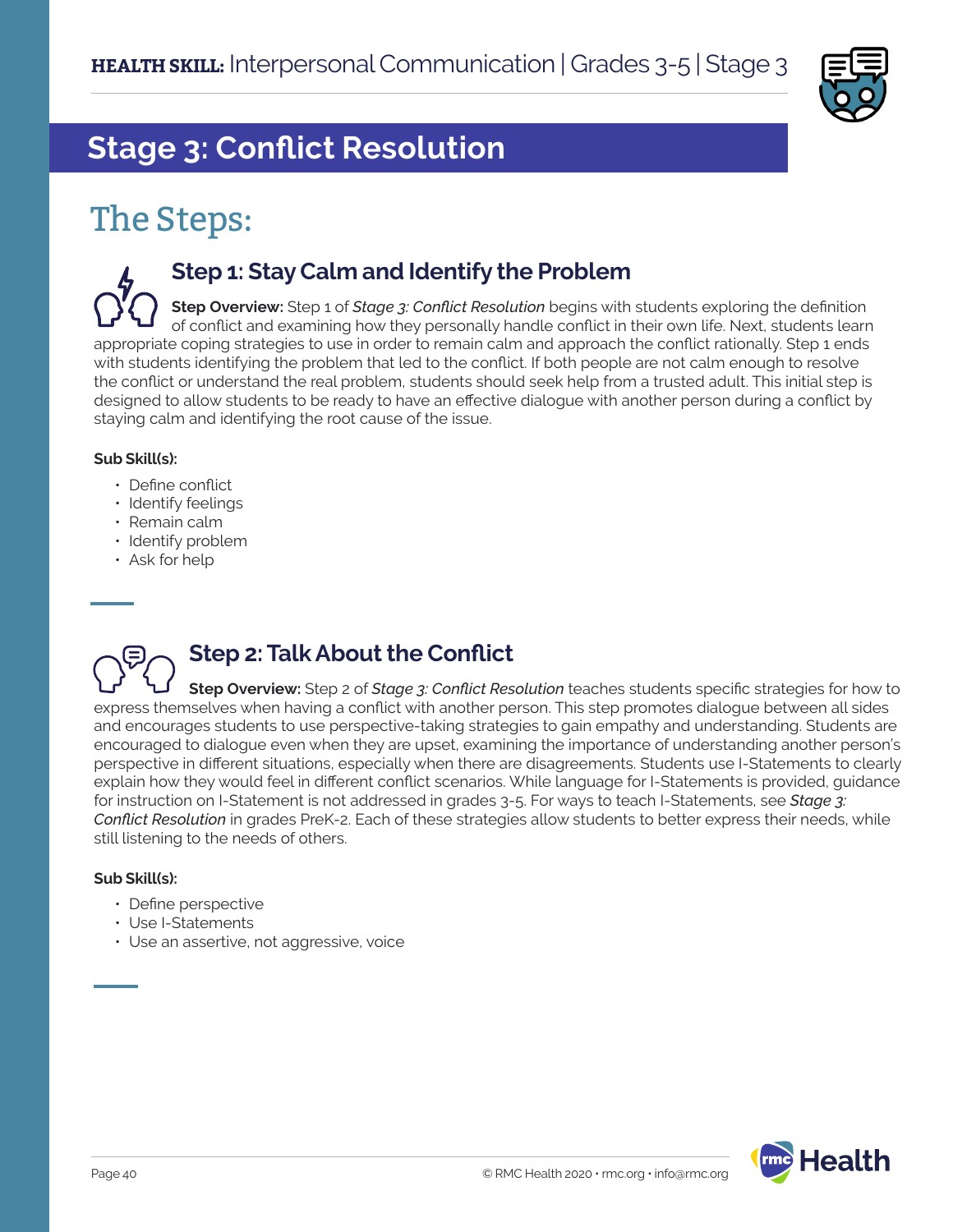# Stage 3: Conflict Resolution

## The Steps:

### Step 1: Stay Calm and Identify the Problem

**Step Overview:** Step 1 of *Stage 3: Conflict Resolution* begins with students exploring the definition of conflict and examining how they personally handle conflict in their own life. Next, students learn appropriate coping strategies to use in order to remain calm and approach the conflict rationally. Step 1 ends with students identifying the problem that led to the conflict. If both people are not calm enough to resolve the conflict or understand the real problem, students should seek help from a trusted adult. This initial step is designed to allow students to be ready to have an effective dialogue with another person during a conflict by staying calm and identifying the root cause of the issue.

**Sub Skill(s):**

- Define conflict
- Identify feelings
- Remain calm
- Identify problem
- Ask for help

### Step 2: Talk About the Conflict

**Step Overview:** Step 2 of *Stage 3: Conflict Resolution* teaches students specific strategies for how to express themselves when having a conflict with another person. This step promotes dialogue between all sides and encourages students to use perspective-taking strategies to gain empathy and understanding. Students are encouraged to dialogue even when they are upset, examining the importance of understanding another person's perspective in different situations, especially when there are disagreements. Students use I-Statements to clearly explain how they would feel in different conflict scenarios. While language for I-Statements is provided, guidance for instruction on I-Statement is not addressed in grades 3-5. For ways to teach I-Statements, see *Stage 3: Conflict Resolution* in grades PreK-2. Each of these strategies allow students to better express their needs, while still listening to the needs of others.

**Sub Skill(s):**

- Define perspective
- Use I-Statements
- Use an assertive, not aggressive, voice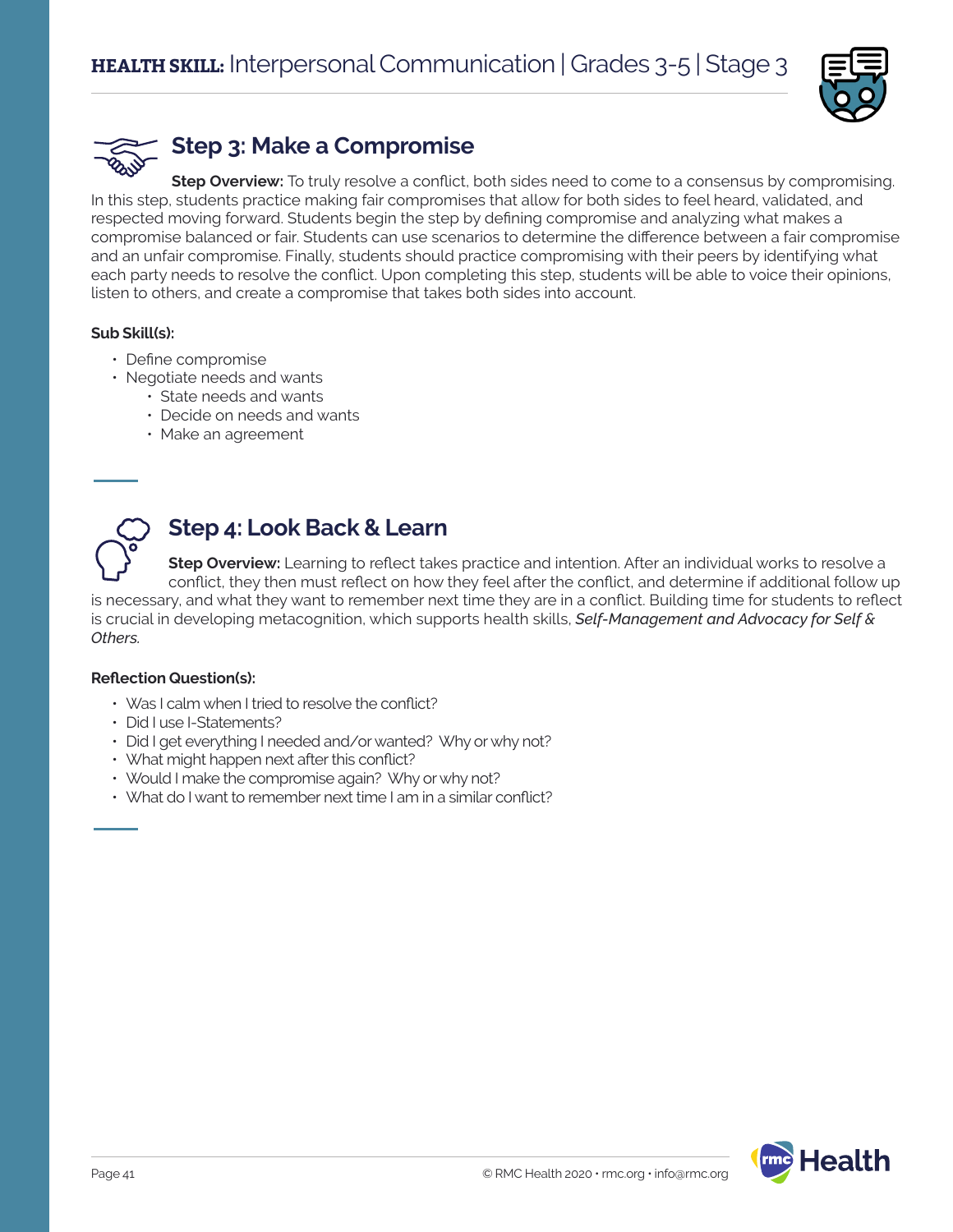## Step 3: Make a Compromise

**Step Overview:** To truly resolve a conflict, both sides need to come to a consensus by compromising. In this step, students practice making fair compromises that allow for both sides to feel heard, validated, and respected moving forward. Students begin the step by defining compromise and analyzing what makes a compromise balanced or fair. Students can use scenarios to determine the difference between a fair compromise and an unfair compromise. Finally, students should practice compromising with their peers by identifying what each party needs to resolve the conflict. Upon completing this step, students will be able to voice their opinions, listen to others, and create a compromise that takes both sides into account.

**Sub Skill(s):**

- Define compromise
- Negotiate needs and wants
  - State needs and wants
  - Decide on needs and wants
  - Make an agreement

## Step 4: Look Back & Learn

**Step Overview:** Learning to reflect takes practice and intention. After an individual works to resolve a conflict, they then must reflect on how they feel after the conflict, and determine if additional follow up is necessary, and what they want to remember next time they are in a conflict. Building time for students to reflect is crucial in developing metacognition, which supports health skills, ***Self-Management and Advocacy for Self & Others.***

**Reflection Question(s):**

- Was I calm when I tried to resolve the conflict?
- Did I use I-Statements?
- Did I get everything I needed and/or wanted? Why or why not?
- What might happen next after this conflict?
- Would I make the compromise again? Why or why not?
- What do I want to remember next time I am in a similar conflict?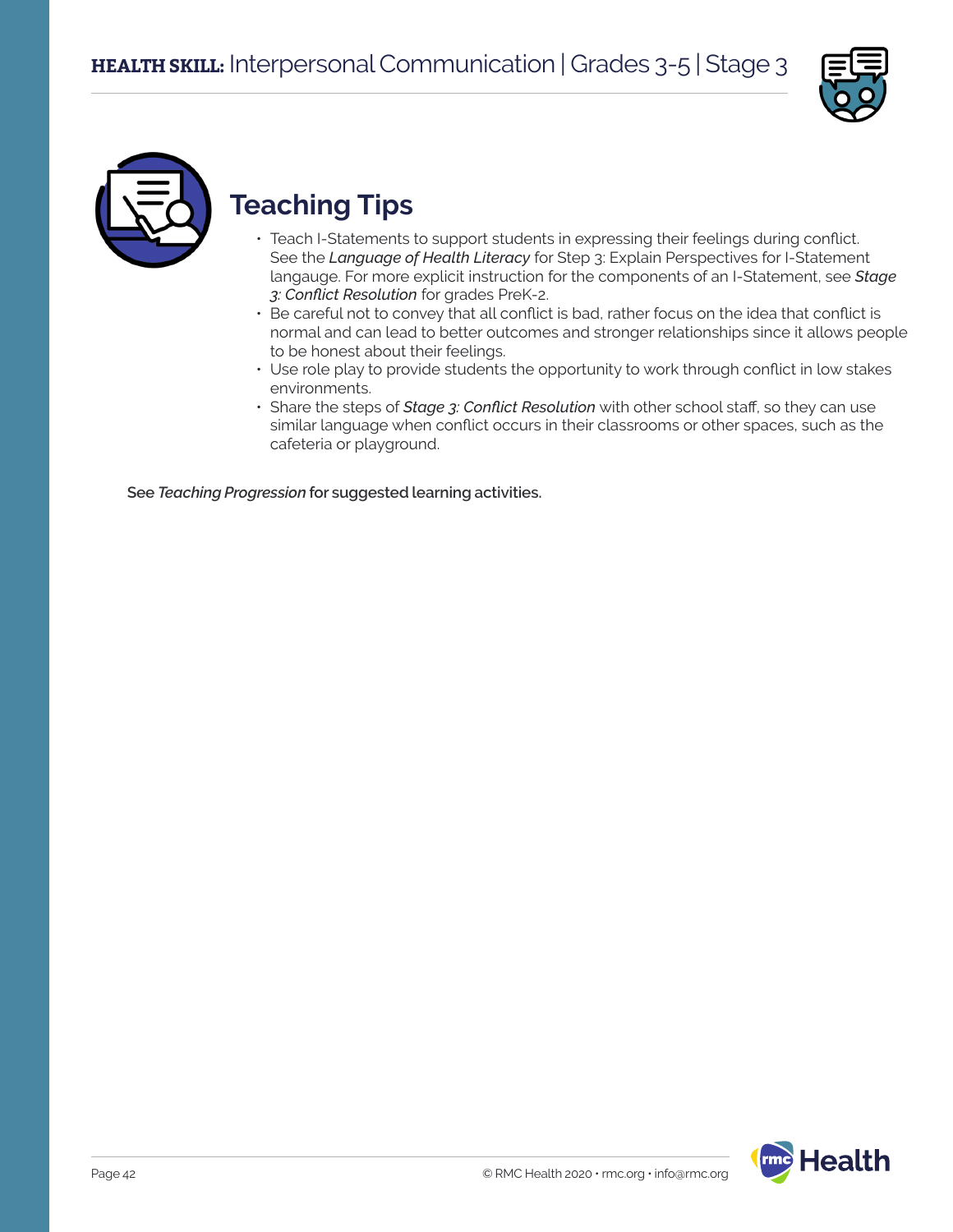## Teaching Tips

- Teach I-Statements to support students in expressing their feelings during conflict. See the ***Language of Health Literacy*** for Step 3: Explain Perspectives for I-Statement langauge. For more explicit instruction for the components of an I-Statement, see ***Stage 3: Conflict Resolution*** for grades PreK-2.
- Be careful not to convey that all conflict is bad, rather focus on the idea that conflict is normal and can lead to better outcomes and stronger relationships since it allows people to be honest about their feelings.
- Use role play to provide students the opportunity to work through conflict in low stakes environments.
- Share the steps of ***Stage 3: Conflict Resolution*** with other school staff, so they can use similar language when conflict occurs in their classrooms or other spaces, such as the cafeteria or playground.

**See *Teaching Progression* for suggested learning activities.**